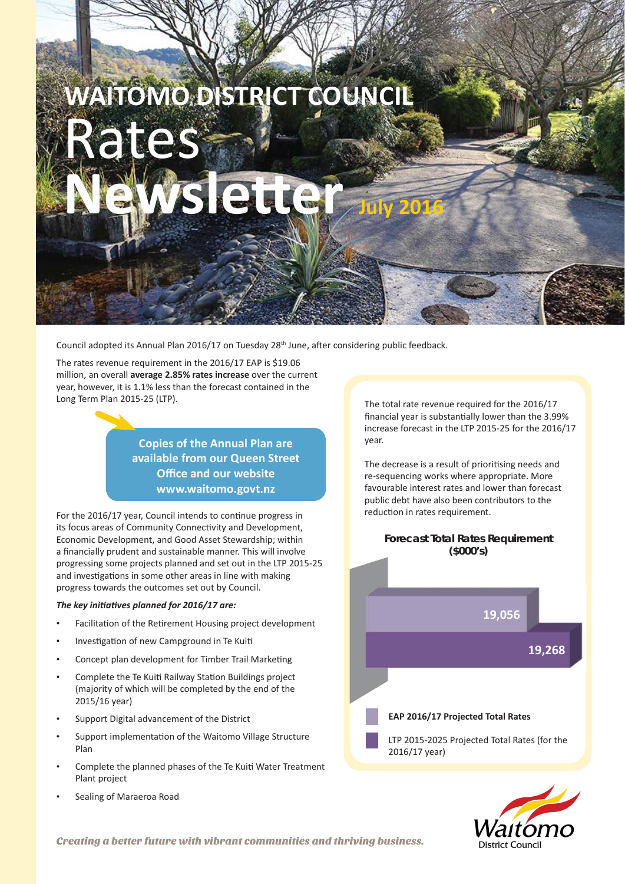# WAITOMO DISTRICT COUNCIL Rates Newsletter July 2016

Council adopted its Annual Plan 2016/17 on Tuesday 28th June, after considering public feedback.

The rates revenue requirement in the 2016/17 EAP is $19.06 million, an overall **average 2.85% rates increase** over the current year, however, it is 1.1% less than the forecast contained in the Long Term Plan 2015-25 (LTP).

**Copies of the Annual Plan are available from our Queen Street Office and our website www.waitomo.govt.nz**

For the 2016/17 year, Council intends to continue progress in its focus areas of Community Connectivity and Development, Economic Development, and Good Asset Stewardship; within a financially prudent and sustainable manner. This will involve progressing some projects planned and set out in the LTP 2015-25 and investigations in some other areas in line with making progress towards the outcomes set out by Council.

***The key initiatives planned for 2016/17 are:***

- Facilitation of the Retirement Housing project development
- Investigation of new Campground in Te Kuiti
- Concept plan development for Timber Trail Marketing
- Complete the Te Kuiti Railway Station Buildings project (majority of which will be completed by the end of the 2015/16 year)
- Support Digital advancement of the District
- Support implementation of the Waitomo Village Structure Plan
- Complete the planned phases of the Te Kuiti Water Treatment Plant project
- Sealing of Maraeroa Road

The total rate revenue required for the 2016/17 financial year is substantially lower than the 3.99% increase forecast in the LTP 2015-25 for the 2016/17 year.

The decrease is a result of prioritising needs and re-sequencing works where appropriate. More favourable interest rates and lower than forecast public debt have also been contributors to the reduction in rates requirement.

**Forecast Total Rates Requirement ($000's)**

| | ($000's) |
|---|---|
| **EAP 2016/17 Projected Total Rates** | 19,056 |
| LTP 2015-2025 Projected Total Rates (for the 2016/17 year) | 19,268 |

*Creating a better future with vibrant communities and thriving business.*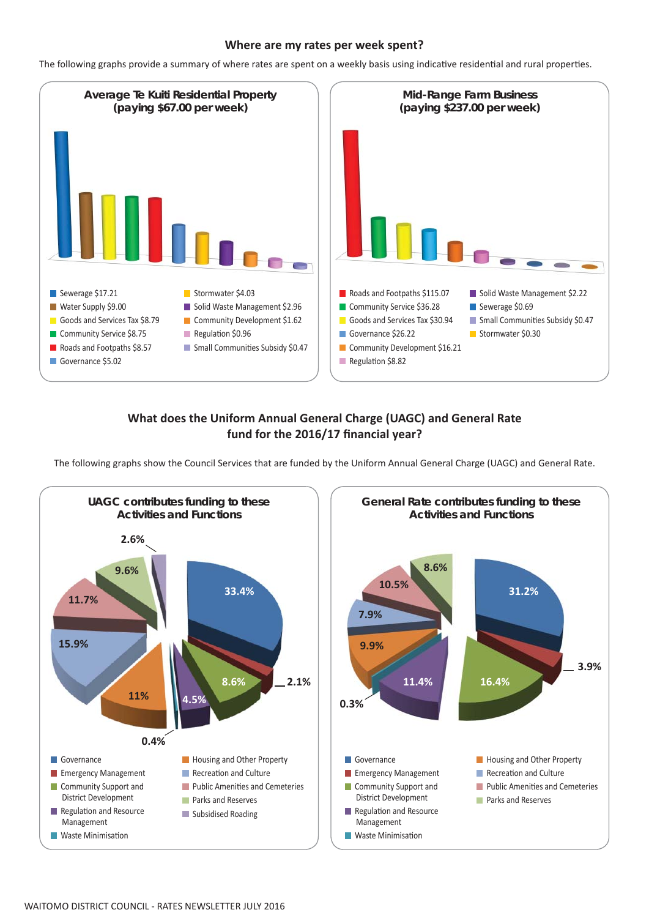## Where are my rates per week spent?

The following graphs provide a summary of where rates are spent on a weekly basis using indicative residential and rural properties.

### Average Te Kuiti Residential Property (paying $67.00 per week)

- Sewerage $17.21
- Water Supply $9.00
- Goods and Services Tax $8.79
- Community Service $8.75
- Roads and Footpaths $8.57
- Governance $5.02
- Stormwater $4.03
- Solid Waste Management $2.96
- Community Development $1.62
- Regulation $0.96
- Small Communities Subsidy $0.47

### Mid-Range Farm Business (paying $237.00 per week)

- Roads and Footpaths $115.07
- Community Service $36.28
- Goods and Services Tax $30.94
- Governance $26.22
- Community Development $16.21
- Regulation $8.82
- Solid Waste Management $2.22
- Sewerage $0.69
- Small Communities Subsidy $0.47
- Stormwater $0.30

## What does the Uniform Annual General Charge (UAGC) and General Rate fund for the 2016/17 financial year?

The following graphs show the Council Services that are funded by the Uniform Annual General Charge (UAGC) and General Rate.

### UAGC contributes funding to these Activities and Functions

| Activity/Function | % |
|---|---|
| Governance | 33.4% |
| Emergency Management | 2.1% |
| Community Support and District Development | 8.6% |
| Regulation and Resource Management | 4.5% |
| Waste Minimisation | 0.4% |
| Housing and Other Property | 11% |
| Recreation and Culture | 15.9% |
| Public Amenities and Cemeteries | 11.7% |
| Parks and Reserves | 9.6% |
| Subsidised Roading | 2.6% |

### General Rate contributes funding to these Activities and Functions

| Activity/Function | % |
|---|---|
| Governance | 31.2% |
| Emergency Management | 3.9% |
| Community Support and District Development | 16.4% |
| Regulation and Resource Management | 11.4% |
| Waste Minimisation | 0.3% |
| Housing and Other Property | 9.9% |
| Recreation and Culture | 7.9% |
| Public Amenities and Cemeteries | 10.5% |
| Parks and Reserves | 8.6% |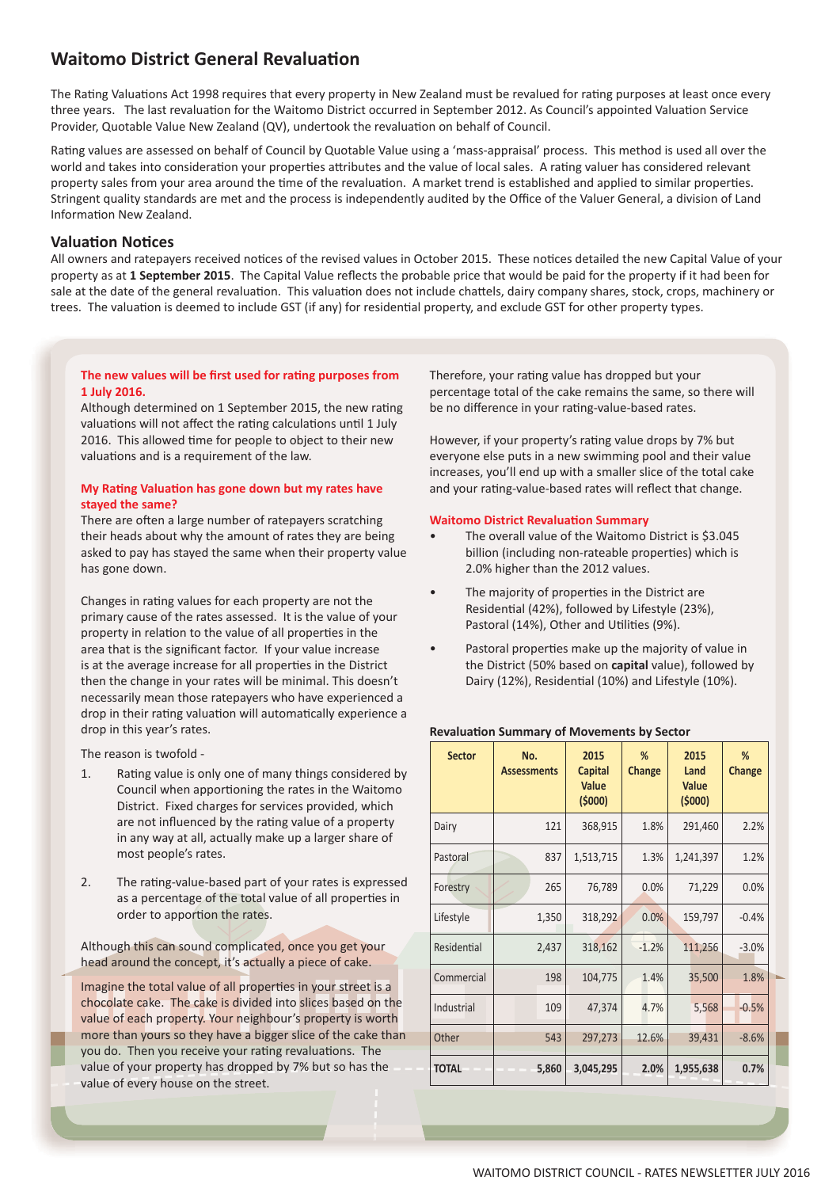# Waitomo District General Revaluation

The Rating Valuations Act 1998 requires that every property in New Zealand must be revalued for rating purposes at least once every three years. The last revaluation for the Waitomo District occurred in September 2012. As Council's appointed Valuation Service Provider, Quotable Value New Zealand (QV), undertook the revaluation on behalf of Council.

Rating values are assessed on behalf of Council by Quotable Value using a 'mass-appraisal' process. This method is used all over the world and takes into consideration your properties attributes and the value of local sales. A rating valuer has considered relevant property sales from your area around the time of the revaluation. A market trend is established and applied to similar properties. Stringent quality standards are met and the process is independently audited by the Office of the Valuer General, a division of Land Information New Zealand.

## Valuation Notices

All owners and ratepayers received notices of the revised values in October 2015. These notices detailed the new Capital Value of your property as at **1 September 2015**. The Capital Value reflects the probable price that would be paid for the property if it had been for sale at the date of the general revaluation. This valuation does not include chattels, dairy company shares, stock, crops, machinery or trees. The valuation is deemed to include GST (if any) for residential property, and exclude GST for other property types.

### The new values will be first used for rating purposes from 1 July 2016.

Although determined on 1 September 2015, the new rating valuations will not affect the rating calculations until 1 July 2016. This allowed time for people to object to their new valuations and is a requirement of the law.

### My Rating Valuation has gone down but my rates have stayed the same?

There are often a large number of ratepayers scratching their heads about why the amount of rates they are being asked to pay has stayed the same when their property value has gone down.

Changes in rating values for each property are not the primary cause of the rates assessed. It is the value of your property in relation to the value of all properties in the area that is the significant factor. If your value increase is at the average increase for all properties in the District then the change in your rates will be minimal. This doesn't necessarily mean those ratepayers who have experienced a drop in their rating valuation will automatically experience a drop in this year's rates.

The reason is twofold -

1. Rating value is only one of many things considered by Council when apportioning the rates in the Waitomo District. Fixed charges for services provided, which are not influenced by the rating value of a property in any way at all, actually make up a larger share of most people's rates.
2. The rating-value-based part of your rates is expressed as a percentage of the total value of all properties in order to apportion the rates.

Although this can sound complicated, once you get your head around the concept, it's actually a piece of cake.

Imagine the total value of all properties in your street is a chocolate cake. The cake is divided into slices based on the value of each property. Your neighbour's property is worth more than yours so they have a bigger slice of the cake than you do. Then you receive your rating revaluations. The value of your property has dropped by 7% but so has the value of every house on the street.

Therefore, your rating value has dropped but your percentage total of the cake remains the same, so there will be no difference in your rating-value-based rates.

However, if your property's rating value drops by 7% but everyone else puts in a new swimming pool and their value increases, you'll end up with a smaller slice of the total cake and your rating-value-based rates will reflect that change.

### Waitomo District Revaluation Summary

- The overall value of the Waitomo District is $3.045 billion (including non-rateable properties) which is 2.0% higher than the 2012 values.
- The majority of properties in the District are Residential (42%), followed by Lifestyle (23%), Pastoral (14%), Other and Utilities (9%).
- Pastoral properties make up the majority of value in the District (50% based on **capital** value), followed by Dairy (12%), Residential (10%) and Lifestyle (10%).

**Revaluation Summary of Movements by Sector**

| Sector | No. Assessments | 2015 Capital Value ($000) | % Change | 2015 Land Value ($000) | % Change |
|---|---|---|---|---|---|
| Dairy | 121 | 368,915 | 1.8% | 291,460 | 2.2% |
| Pastoral | 837 | 1,513,715 | 1.3% | 1,241,397 | 1.2% |
| Forestry | 265 | 76,789 | 0.0% | 71,229 | 0.0% |
| Lifestyle | 1,350 | 318,292 | 0.0% | 159,797 | -0.4% |
| Residential | 2,437 | 318,162 | -1.2% | 111,256 | -3.0% |
| Commercial | 198 | 104,775 | 1.4% | 35,500 | 1.8% |
| Industrial | 109 | 47,374 | 4.7% | 5,568 | -0.5% |
| Other | 543 | 297,273 | 12.6% | 39,431 | -8.6% |
| **TOTAL** | **5,860** | **3,045,295** | **2.0%** | **1,955,638** | **0.7%** |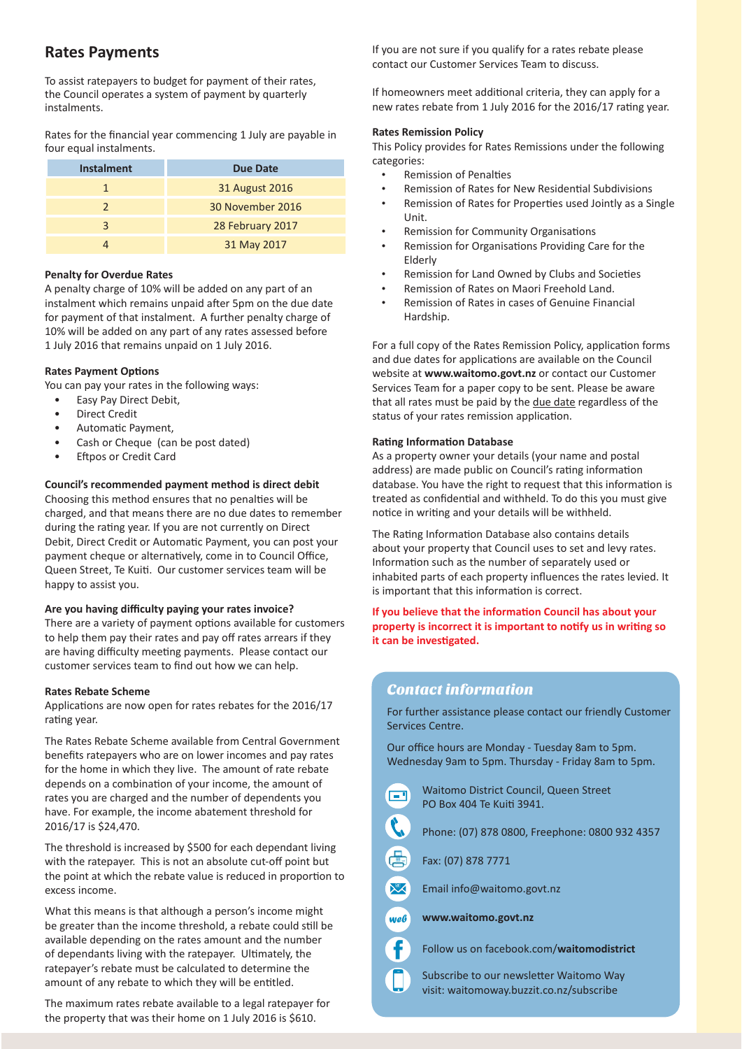## Rates Payments

To assist ratepayers to budget for payment of their rates, the Council operates a system of payment by quarterly instalments.

Rates for the financial year commencing 1 July are payable in four equal instalments.

| Instalment | Due Date |
|---|---|
| 1 | 31 August 2016 |
| 2 | 30 November 2016 |
| 3 | 28 February 2017 |
| 4 | 31 May 2017 |

### Penalty for Overdue Rates

A penalty charge of 10% will be added on any part of an instalment which remains unpaid after 5pm on the due date for payment of that instalment. A further penalty charge of 10% will be added on any part of any rates assessed before 1 July 2016 that remains unpaid on 1 July 2016.

### Rates Payment Options

You can pay your rates in the following ways:

- Easy Pay Direct Debit,
- Direct Credit
- Automatic Payment,
- Cash or Cheque (can be post dated)
- Eftpos or Credit Card

### Council's recommended payment method is direct debit

Choosing this method ensures that no penalties will be charged, and that means there are no due dates to remember during the rating year. If you are not currently on Direct Debit, Direct Credit or Automatic Payment, you can post your payment cheque or alternatively, come in to Council Office, Queen Street, Te Kuiti. Our customer services team will be happy to assist you.

### Are you having difficulty paying your rates invoice?

There are a variety of payment options available for customers to help them pay their rates and pay off rates arrears if they are having difficulty meeting payments. Please contact our customer services team to find out how we can help.

### Rates Rebate Scheme

Applications are now open for rates rebates for the 2016/17 rating year.

The Rates Rebate Scheme available from Central Government benefits ratepayers who are on lower incomes and pay rates for the home in which they live. The amount of rate rebate depends on a combination of your income, the amount of rates you are charged and the number of dependents you have. For example, the income abatement threshold for 2016/17 is $24,470.

The threshold is increased by $500 for each dependant living with the ratepayer. This is not an absolute cut-off point but the point at which the rebate value is reduced in proportion to excess income.

What this means is that although a person's income might be greater than the income threshold, a rebate could still be available depending on the rates amount and the number of dependants living with the ratepayer. Ultimately, the ratepayer's rebate must be calculated to determine the amount of any rebate to which they will be entitled.

The maximum rates rebate available to a legal ratepayer for the property that was their home on 1 July 2016 is $610.

If you are not sure if you qualify for a rates rebate please contact our Customer Services Team to discuss.

If homeowners meet additional criteria, they can apply for a new rates rebate from 1 July 2016 for the 2016/17 rating year.

### Rates Remission Policy

This Policy provides for Rates Remissions under the following categories:

- Remission of Penalties
- Remission of Rates for New Residential Subdivisions
- Remission of Rates for Properties used Jointly as a Single Unit.
- Remission for Community Organisations
- Remission for Organisations Providing Care for the Elderly
- Remission for Land Owned by Clubs and Societies
- Remission of Rates on Maori Freehold Land.
- Remission of Rates in cases of Genuine Financial Hardship.

For a full copy of the Rates Remission Policy, application forms and due dates for applications are available on the Council website at **www.waitomo.govt.nz** or contact our Customer Services Team for a paper copy to be sent. Please be aware that all rates must be paid by the due date regardless of the status of your rates remission application.

### Rating Information Database

As a property owner your details (your name and postal address) are made public on Council's rating information database. You have the right to request that this information is treated as confidential and withheld. To do this you must give notice in writing and your details will be withheld.

The Rating Information Database also contains details about your property that Council uses to set and levy rates. Information such as the number of separately used or inhabited parts of each property influences the rates levied. It is important that this information is correct.

**If you believe that the information Council has about your property is incorrect it is important to notify us in writing so it can be investigated.**

### *Contact information*

For further assistance please contact our friendly Customer Services Centre.

Our office hours are Monday - Tuesday 8am to 5pm. Wednesday 9am to 5pm. Thursday - Friday 8am to 5pm.

Waitomo District Council, Queen Street
PO Box 404 Te Kuiti 3941.

Phone: (07) 878 0800, Freephone: 0800 932 4357

Fax: (07) 878 7771

Email info@waitomo.govt.nz

**www.waitomo.govt.nz**

Follow us on facebook.com/**waitomodistrict**

Subscribe to our newsletter Waitomo Way
visit: waitomoway.buzzit.co.nz/subscribe